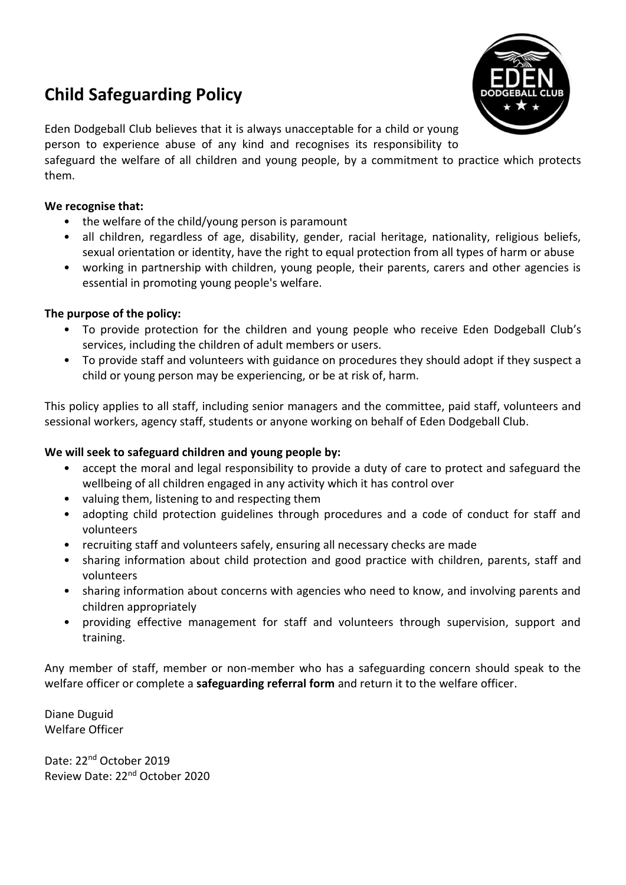# Child Safeguarding Policy

Eden Dodgeball Club believes that it is always unacceptable for a child or young person to experience abuse of any kind and recognises its responsibility to safeguard the welfare of all children and young people, by a commitment to practice which protects them.

**We recognise that:**

- the welfare of the child/young person is paramount
- all children, regardless of age, disability, gender, racial heritage, nationality, religious beliefs, sexual orientation or identity, have the right to equal protection from all types of harm or abuse
- working in partnership with children, young people, their parents, carers and other agencies is essential in promoting young people's welfare.

**The purpose of the policy:**

- To provide protection for the children and young people who receive Eden Dodgeball Club's services, including the children of adult members or users.
- To provide staff and volunteers with guidance on procedures they should adopt if they suspect a child or young person may be experiencing, or be at risk of, harm.

This policy applies to all staff, including senior managers and the committee, paid staff, volunteers and sessional workers, agency staff, students or anyone working on behalf of Eden Dodgeball Club.

**We will seek to safeguard children and young people by:**

- accept the moral and legal responsibility to provide a duty of care to protect and safeguard the wellbeing of all children engaged in any activity which it has control over
- valuing them, listening to and respecting them
- adopting child protection guidelines through procedures and a code of conduct for staff and volunteers
- recruiting staff and volunteers safely, ensuring all necessary checks are made
- sharing information about child protection and good practice with children, parents, staff and volunteers
- sharing information about concerns with agencies who need to know, and involving parents and children appropriately
- providing effective management for staff and volunteers through supervision, support and training.

Any member of staff, member or non-member who has a safeguarding concern should speak to the welfare officer or complete a **safeguarding referral form** and return it to the welfare officer.

Diane Duguid
Welfare Officer

Date: 22nd October 2019
Review Date: 22nd October 2020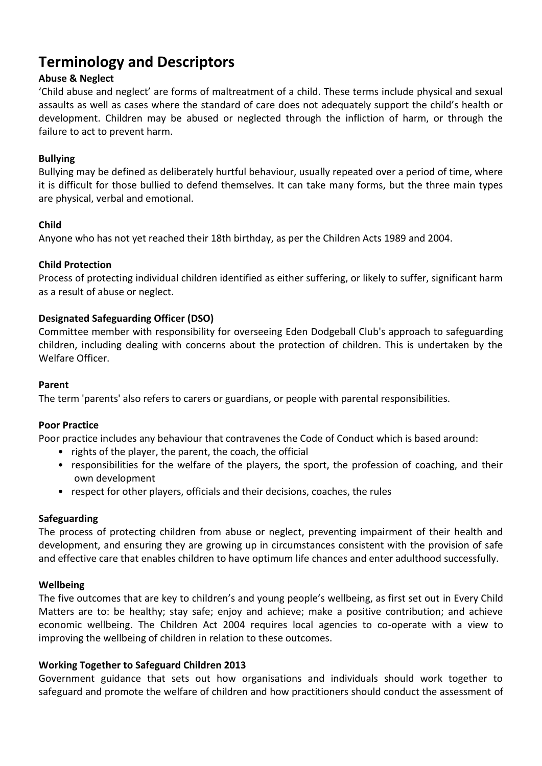# Terminology and Descriptors

**Abuse & Neglect**

'Child abuse and neglect' are forms of maltreatment of a child. These terms include physical and sexual assaults as well as cases where the standard of care does not adequately support the child's health or development. Children may be abused or neglected through the infliction of harm, or through the failure to act to prevent harm.

**Bullying**

Bullying may be defined as deliberately hurtful behaviour, usually repeated over a period of time, where it is difficult for those bullied to defend themselves. It can take many forms, but the three main types are physical, verbal and emotional.

**Child**

Anyone who has not yet reached their 18th birthday, as per the Children Acts 1989 and 2004.

**Child Protection**

Process of protecting individual children identified as either suffering, or likely to suffer, significant harm as a result of abuse or neglect.

**Designated Safeguarding Officer (DSO)**

Committee member with responsibility for overseeing Eden Dodgeball Club's approach to safeguarding children, including dealing with concerns about the protection of children. This is undertaken by the Welfare Officer.

**Parent**

The term 'parents' also refers to carers or guardians, or people with parental responsibilities.

**Poor Practice**

Poor practice includes any behaviour that contravenes the Code of Conduct which is based around:

- rights of the player, the parent, the coach, the official
- responsibilities for the welfare of the players, the sport, the profession of coaching, and their own development
- respect for other players, officials and their decisions, coaches, the rules

**Safeguarding**

The process of protecting children from abuse or neglect, preventing impairment of their health and development, and ensuring they are growing up in circumstances consistent with the provision of safe and effective care that enables children to have optimum life chances and enter adulthood successfully.

**Wellbeing**

The five outcomes that are key to children's and young people's wellbeing, as first set out in Every Child Matters are to: be healthy; stay safe; enjoy and achieve; make a positive contribution; and achieve economic wellbeing. The Children Act 2004 requires local agencies to co-operate with a view to improving the wellbeing of children in relation to these outcomes.

**Working Together to Safeguard Children 2013**

Government guidance that sets out how organisations and individuals should work together to safeguard and promote the welfare of children and how practitioners should conduct the assessment of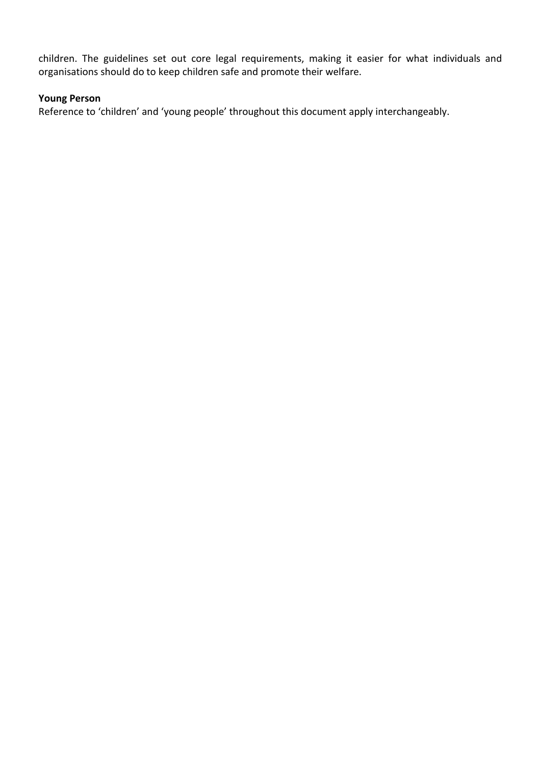children. The guidelines set out core legal requirements, making it easier for what individuals and organisations should do to keep children safe and promote their welfare.

**Young Person**

Reference to 'children' and 'young people' throughout this document apply interchangeably.